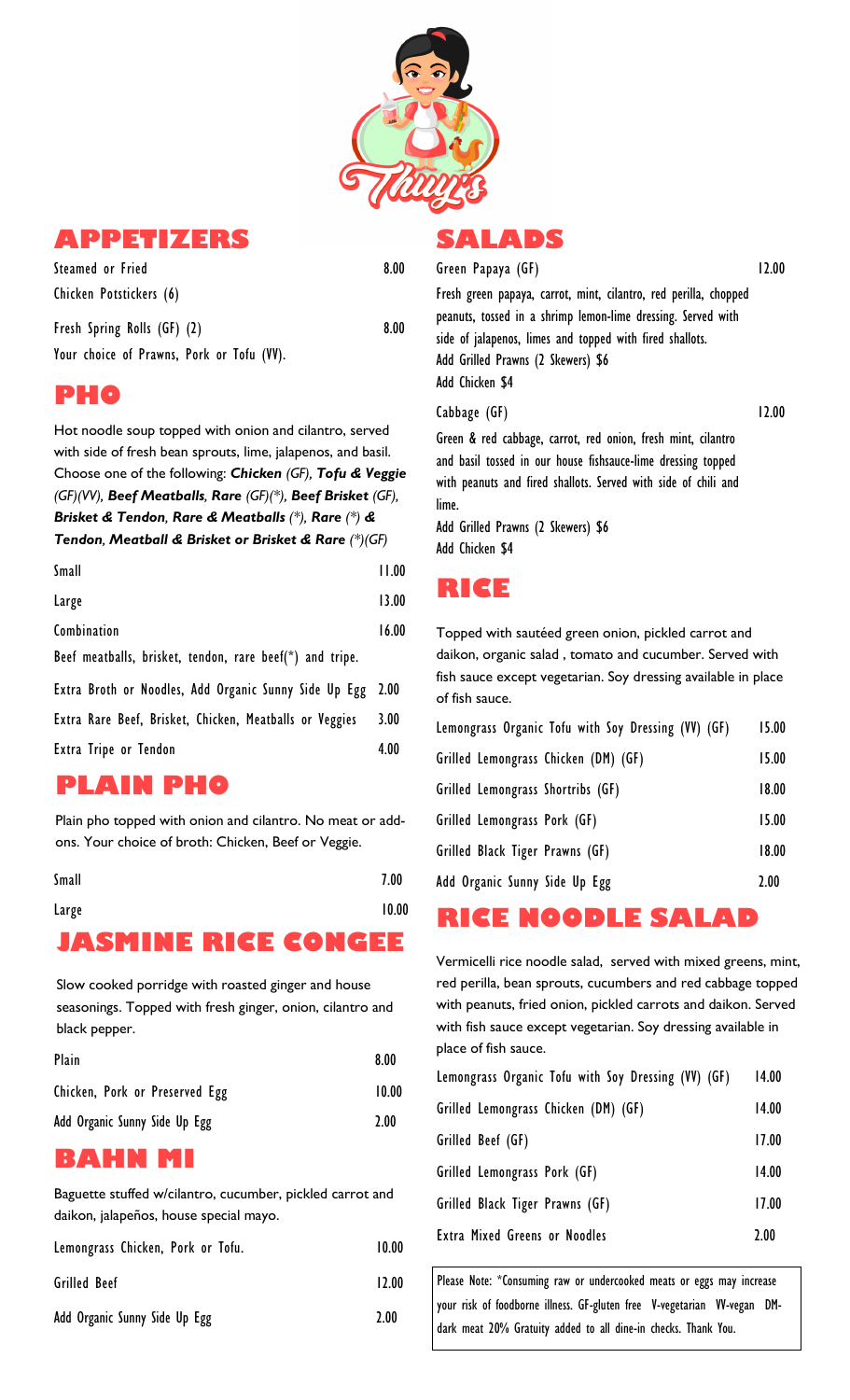# Thuy's

## APPETIZERS

| | |
|---|---|
| Steamed or Fried Chicken Potstickers (6) | 8.00 |
| Fresh Spring Rolls (GF) (2) Your choice of Prawns, Pork or Tofu (VV). | 8.00 |

## PHO

Hot noodle soup topped with onion and cilantro, served with side of fresh bean sprouts, lime, jalapenos, and basil. Choose one of the following: ***Chicken** (GF),* ***Tofu & Veggie** (GF)(VV),* ***Beef Meatballs, Rare** (GF)(*),* ***Beef Brisket** (GF),* ***Brisket & Tendon, Rare & Meatballs** (*),* ***Rare** (*) **& Tendon, Meatball & Brisket or Brisket & Rare** (*)(GF)*

| | |
|---|---|
| Small | 11.00 |
| Large | 13.00 |
| Combination | 16.00 |
| Beef meatballs, brisket, tendon, rare beef(*) and tripe. | |
| Extra Broth or Noodles, Add Organic Sunny Side Up Egg | 2.00 |
| Extra Rare Beef, Brisket, Chicken, Meatballs or Veggies | 3.00 |
| Extra Tripe or Tendon | 4.00 |

## PLAIN PHO

Plain pho topped with onion and cilantro. No meat or add-ons. Your choice of broth: Chicken, Beef or Veggie.

| | |
|---|---|
| Small | 7.00 |
| Large | 10.00 |

## JASMINE RICE CONGEE

Slow cooked porridge with roasted ginger and house seasonings. Topped with fresh ginger, onion, cilantro and black pepper.

| | |
|---|---|
| Plain | 8.00 |
| Chicken, Pork or Preserved Egg | 10.00 |
| Add Organic Sunny Side Up Egg | 2.00 |

## BAHN MI

Baguette stuffed w/cilantro, cucumber, pickled carrot and daikon, jalapeños, house special mayo.

| | |
|---|---|
| Lemongrass Chicken, Pork or Tofu. | 10.00 |
| Grilled Beef | 12.00 |
| Add Organic Sunny Side Up Egg | 2.00 |

## SALADS

**Green Papaya (GF)** — 12.00

Fresh green papaya, carrot, mint, cilantro, red perilla, chopped peanuts, tossed in a shrimp lemon-lime dressing. Served with side of jalapenos, limes and topped with fired shallots.
Add Grilled Prawns (2 Skewers) $6
Add Chicken $4

**Cabbage (GF)** — 12.00

Green & red cabbage, carrot, red onion, fresh mint, cilantro and basil tossed in our house fishsauce-lime dressing topped with peanuts and fired shallots. Served with side of chili and lime.
Add Grilled Prawns (2 Skewers) $6
Add Chicken $4

## RICE

Topped with sautéed green onion, pickled carrot and daikon, organic salad , tomato and cucumber. Served with fish sauce except vegetarian. Soy dressing available in place of fish sauce.

| | |
|---|---|
| Lemongrass Organic Tofu with Soy Dressing (VV) (GF) | 15.00 |
| Grilled Lemongrass Chicken (DM) (GF) | 15.00 |
| Grilled Lemongrass Shortribs (GF) | 18.00 |
| Grilled Lemongrass Pork (GF) | 15.00 |
| Grilled Black Tiger Prawns (GF) | 18.00 |
| Add Organic Sunny Side Up Egg | 2.00 |

## RICE NOODLE SALAD

Vermicelli rice noodle salad, served with mixed greens, mint, red perilla, bean sprouts, cucumbers and red cabbage topped with peanuts, fried onion, pickled carrots and daikon. Served with fish sauce except vegetarian. Soy dressing available in place of fish sauce.

| | |
|---|---|
| Lemongrass Organic Tofu with Soy Dressing (VV) (GF) | 14.00 |
| Grilled Lemongrass Chicken (DM) (GF) | 14.00 |
| Grilled Beef (GF) | 17.00 |
| Grilled Lemongrass Pork (GF) | 14.00 |
| Grilled Black Tiger Prawns (GF) | 17.00 |
| Extra Mixed Greens or Noodles | 2.00 |

Please Note: *Consuming raw or undercooked meats or eggs may increase your risk of foodborne illness. GF-gluten free V-vegetarian VV-vegan DM-dark meat 20% Gratuity added to all dine-in checks. Thank You.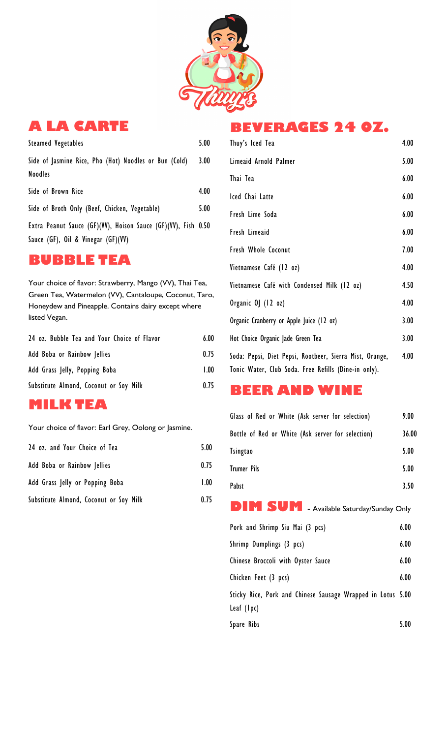Thuy's

## A LA CARTE

| | |
|---|---|
| Steamed Vegetables | 5.00 |
| Side of Jasmine Rice, Pho (Hot) Noodles or Bun (Cold) Noodles | 3.00 |
| Side of Brown Rice | 4.00 |
| Side of Broth Only (Beef, Chicken, Vegetable) | 5.00 |
| Extra Peanut Sauce (GF)(VV), Hoison Sauce (GF)(VV), Fish Sauce (GF), Oil & Vinegar (GF)(VV) | 0.50 |

## BUBBLE TEA

Your choice of flavor: Strawberry, Mango (VV), Thai Tea, Green Tea, Watermelon (VV), Cantaloupe, Coconut, Taro, Honeydew and Pineapple. Contains dairy except where listed Vegan.

| | |
|---|---|
| 24 oz. Bubble Tea and Your Choice of Flavor | 6.00 |
| Add Boba or Rainbow Jellies | 0.75 |
| Add Grass Jelly, Popping Boba | 1.00 |
| Substitute Almond, Coconut or Soy Milk | 0.75 |

## MILK TEA

Your choice of flavor: Earl Grey, Oolong or Jasmine.

| | |
|---|---|
| 24 oz. and Your Choice of Tea | 5.00 |
| Add Boba or Rainbow Jellies | 0.75 |
| Add Grass Jelly or Popping Boba | 1.00 |
| Substitute Almond, Coconut or Soy Milk | 0.75 |

## BEVERAGES 24 OZ.

| | |
|---|---|
| Thuy's Iced Tea | 4.00 |
| Limeaid Arnold Palmer | 5.00 |
| Thai Tea | 6.00 |
| Iced Chai Latte | 6.00 |
| Fresh Lime Soda | 6.00 |
| Fresh Limeaid | 6.00 |
| Fresh Whole Coconut | 7.00 |
| Vietnamese Café (12 oz) | 4.00 |
| Vietnamese Café with Condensed Milk (12 oz) | 4.50 |
| Organic OJ (12 oz) | 4.00 |
| Organic Cranberry or Apple Juice (12 oz) | 3.00 |
| Hot Choice Organic Jade Green Tea | 3.00 |
| Soda: Pepsi, Diet Pepsi, Rootbeer, Sierra Mist, Orange, Tonic Water, Club Soda. Free Refills (Dine-in only). | 4.00 |

## BEER AND WINE

| | |
|---|---|
| Glass of Red or White (Ask server for selection) | 9.00 |
| Bottle of Red or White (Ask server for selection) | 36.00 |
| Tsingtao | 5.00 |
| Trumer Pils | 5.00 |
| Pabst | 3.50 |

## DIM SUM - Available Saturday/Sunday Only

| | |
|---|---|
| Pork and Shrimp Siu Mai (3 pcs) | 6.00 |
| Shrimp Dumplings (3 pcs) | 6.00 |
| Chinese Broccoli with Oyster Sauce | 6.00 |
| Chicken Feet (3 pcs) | 6.00 |
| Sticky Rice, Pork and Chinese Sausage Wrapped in Lotus Leaf (1pc) | 5.00 |
| Spare Ribs | 5.00 |